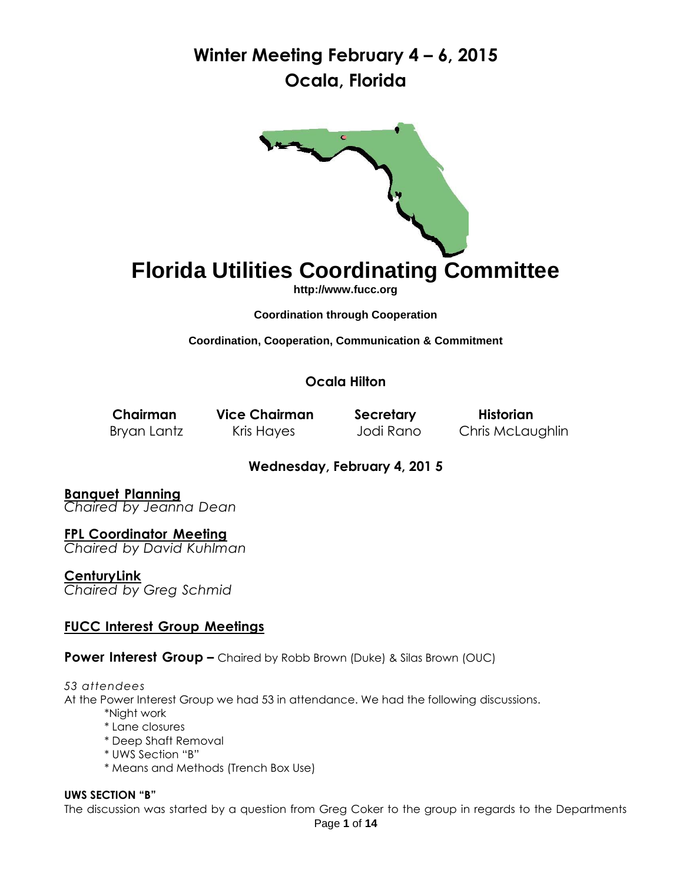# Winter Meeting February 4 – 6, 2015
# Ocala, Florida

# Florida Utilities Coordinating Committee

**http://www.fucc.org**

**Coordination through Cooperation**

**Coordination, Cooperation, Communication & Commitment**

**Ocala Hilton**

| Chairman | Vice Chairman | Secretary | Historian |
|---|---|---|---|
| Bryan Lantz | Kris Hayes | Jodi Rano | Chris McLaughlin |

### Wednesday, February 4, 201 5

**Banquet Planning**
*Chaired by Jeanna Dean*

**FPL Coordinator Meeting**
*Chaired by David Kuhlman*

**CenturyLink**
*Chaired by Greg Schmid*

## FUCC Interest Group Meetings

**Power Interest Group –** Chaired by Robb Brown (Duke) & Silas Brown (OUC)

*53 attendees*

At the Power Interest Group we had 53 in attendance. We had the following discussions.

- *Night work
- * Lane closures
- * Deep Shaft Removal
- * UWS Section "B"
- * Means and Methods (Trench Box Use)

**UWS SECTION "B"**

The discussion was started by a question from Greg Coker to the group in regards to the Departments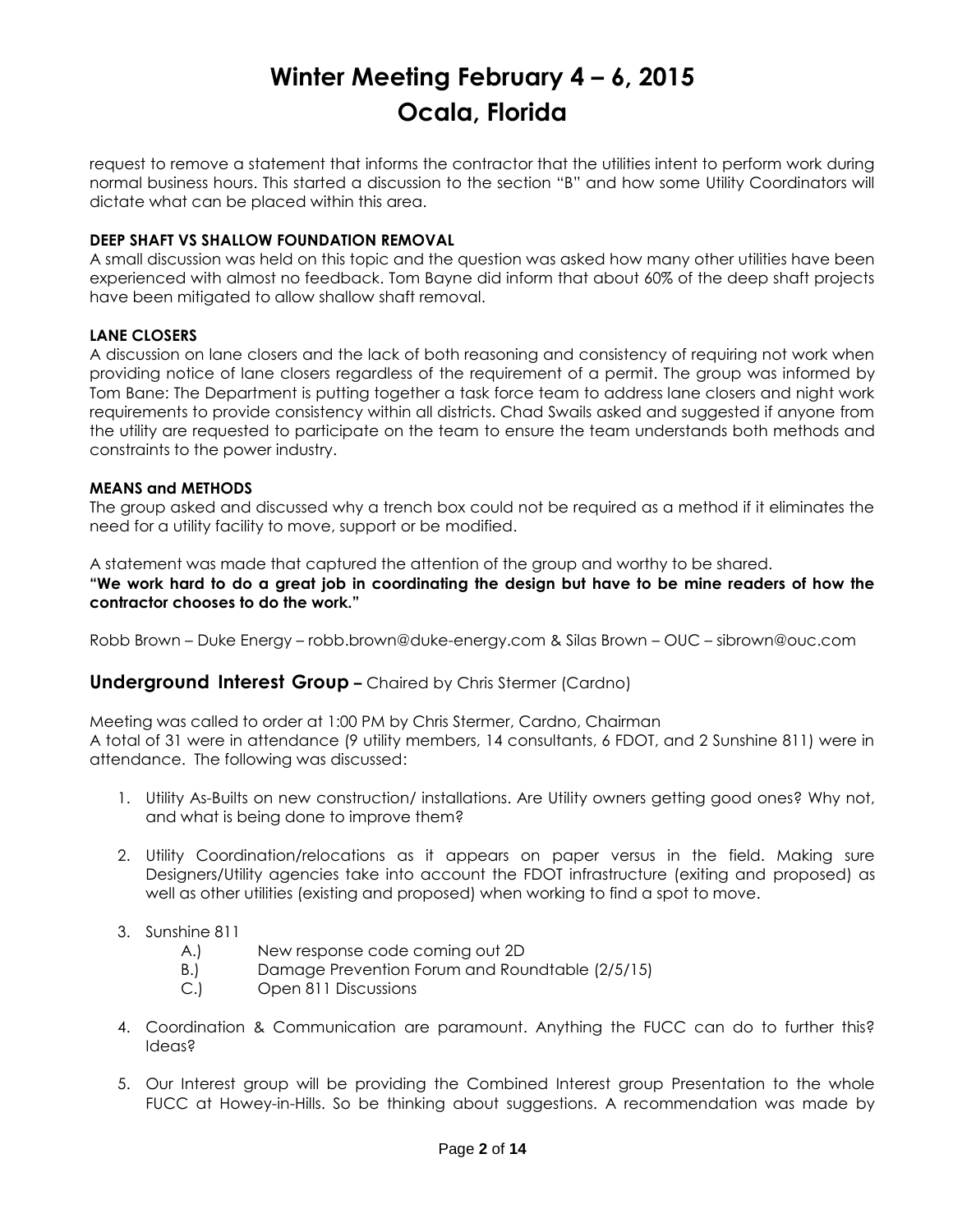request to remove a statement that informs the contractor that the utilities intent to perform work during normal business hours. This started a discussion to the section "B" and how some Utility Coordinators will dictate what can be placed within this area.

**DEEP SHAFT VS SHALLOW FOUNDATION REMOVAL**

A small discussion was held on this topic and the question was asked how many other utilities have been experienced with almost no feedback. Tom Bayne did inform that about 60% of the deep shaft projects have been mitigated to allow shallow shaft removal.

**LANE CLOSERS**

A discussion on lane closers and the lack of both reasoning and consistency of requiring not work when providing notice of lane closers regardless of the requirement of a permit. The group was informed by Tom Bane: The Department is putting together a task force team to address lane closers and night work requirements to provide consistency within all districts. Chad Swails asked and suggested if anyone from the utility are requested to participate on the team to ensure the team understands both methods and constraints to the power industry.

**MEANS and METHODS**

The group asked and discussed why a trench box could not be required as a method if it eliminates the need for a utility facility to move, support or be modified.

A statement was made that captured the attention of the group and worthy to be shared.

**"We work hard to do a great job in coordinating the design but have to be mine readers of how the contractor chooses to do the work."**

Robb Brown – Duke Energy – robb.brown@duke-energy.com & Silas Brown – OUC – sibrown@ouc.com

## **Underground Interest Group –** Chaired by Chris Stermer (Cardno)

Meeting was called to order at 1:00 PM by Chris Stermer, Cardno, Chairman

A total of 31 were in attendance (9 utility members, 14 consultants, 6 FDOT, and 2 Sunshine 811) were in attendance. The following was discussed:

1. Utility As-Builts on new construction/ installations. Are Utility owners getting good ones? Why not, and what is being done to improve them?

2. Utility Coordination/relocations as it appears on paper versus in the field. Making sure Designers/Utility agencies take into account the FDOT infrastructure (exiting and proposed) as well as other utilities (existing and proposed) when working to find a spot to move.

3. Sunshine 811
   - A.) New response code coming out 2D
   - B.) Damage Prevention Forum and Roundtable (2/5/15)
   - C.) Open 811 Discussions

4. Coordination & Communication are paramount. Anything the FUCC can do to further this? Ideas?

5. Our Interest group will be providing the Combined Interest group Presentation to the whole FUCC at Howey-in-Hills. So be thinking about suggestions. A recommendation was made by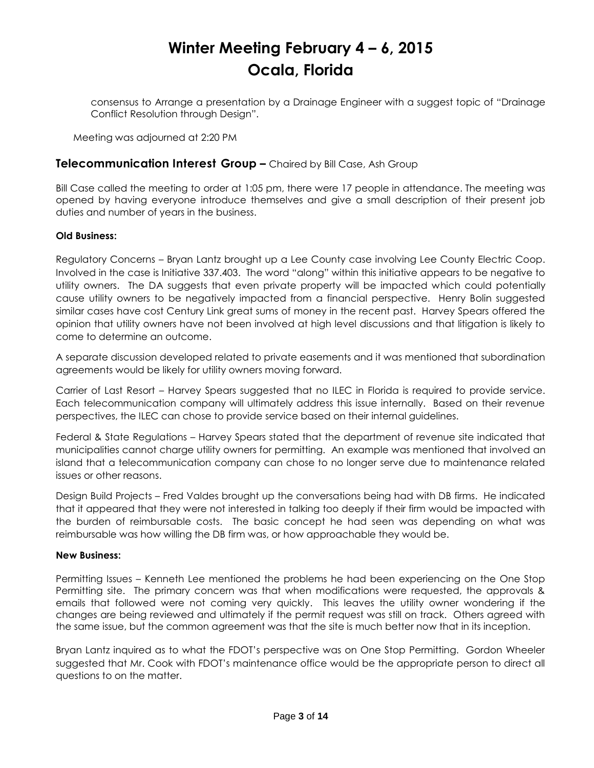# Winter Meeting February 4 – 6, 2015
# Ocala, Florida

consensus to Arrange a presentation by a Drainage Engineer with a suggest topic of "Drainage Conflict Resolution through Design".

Meeting was adjourned at 2:20 PM

## Telecommunication Interest Group – Chaired by Bill Case, Ash Group

Bill Case called the meeting to order at 1:05 pm, there were 17 people in attendance. The meeting was opened by having everyone introduce themselves and give a small description of their present job duties and number of years in the business.

**Old Business:**

Regulatory Concerns – Bryan Lantz brought up a Lee County case involving Lee County Electric Coop. Involved in the case is Initiative 337.403. The word "along" within this initiative appears to be negative to utility owners. The DA suggests that even private property will be impacted which could potentially cause utility owners to be negatively impacted from a financial perspective. Henry Bolin suggested similar cases have cost Century Link great sums of money in the recent past. Harvey Spears offered the opinion that utility owners have not been involved at high level discussions and that litigation is likely to come to determine an outcome.

A separate discussion developed related to private easements and it was mentioned that subordination agreements would be likely for utility owners moving forward.

Carrier of Last Resort – Harvey Spears suggested that no ILEC in Florida is required to provide service. Each telecommunication company will ultimately address this issue internally. Based on their revenue perspectives, the ILEC can chose to provide service based on their internal guidelines.

Federal & State Regulations – Harvey Spears stated that the department of revenue site indicated that municipalities cannot charge utility owners for permitting. An example was mentioned that involved an island that a telecommunication company can chose to no longer serve due to maintenance related issues or other reasons.

Design Build Projects – Fred Valdes brought up the conversations being had with DB firms. He indicated that it appeared that they were not interested in talking too deeply if their firm would be impacted with the burden of reimbursable costs. The basic concept he had seen was depending on what was reimbursable was how willing the DB firm was, or how approachable they would be.

**New Business:**

Permitting Issues – Kenneth Lee mentioned the problems he had been experiencing on the One Stop Permitting site. The primary concern was that when modifications were requested, the approvals & emails that followed were not coming very quickly. This leaves the utility owner wondering if the changes are being reviewed and ultimately if the permit request was still on track. Others agreed with the same issue, but the common agreement was that the site is much better now that in its inception.

Bryan Lantz inquired as to what the FDOT's perspective was on One Stop Permitting. Gordon Wheeler suggested that Mr. Cook with FDOT's maintenance office would be the appropriate person to direct all questions to on the matter.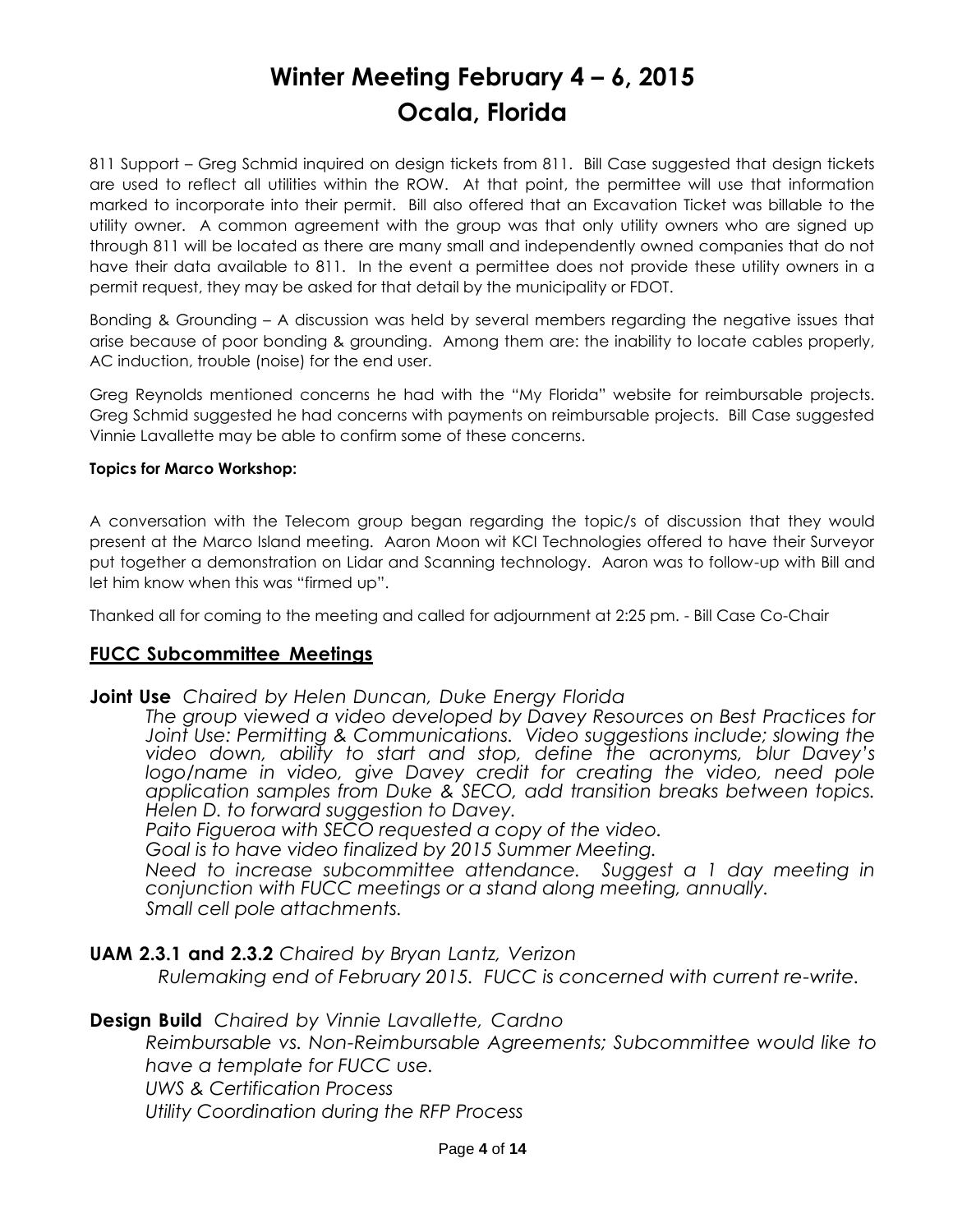# Winter Meeting February 4 – 6, 2015
# Ocala, Florida

811 Support – Greg Schmid inquired on design tickets from 811. Bill Case suggested that design tickets are used to reflect all utilities within the ROW. At that point, the permittee will use that information marked to incorporate into their permit. Bill also offered that an Excavation Ticket was billable to the utility owner. A common agreement with the group was that only utility owners who are signed up through 811 will be located as there are many small and independently owned companies that do not have their data available to 811. In the event a permittee does not provide these utility owners in a permit request, they may be asked for that detail by the municipality or FDOT.

Bonding & Grounding – A discussion was held by several members regarding the negative issues that arise because of poor bonding & grounding. Among them are: the inability to locate cables properly, AC induction, trouble (noise) for the end user.

Greg Reynolds mentioned concerns he had with the "My Florida" website for reimbursable projects. Greg Schmid suggested he had concerns with payments on reimbursable projects. Bill Case suggested Vinnie Lavallette may be able to confirm some of these concerns.

**Topics for Marco Workshop:**

A conversation with the Telecom group began regarding the topic/s of discussion that they would present at the Marco Island meeting. Aaron Moon wit KCI Technologies offered to have their Surveyor put together a demonstration on Lidar and Scanning technology. Aaron was to follow-up with Bill and let him know when this was "firmed up".

Thanked all for coming to the meeting and called for adjournment at 2:25 pm. - Bill Case Co-Chair

## FUCC Subcommittee Meetings

**Joint Use** *Chaired by Helen Duncan, Duke Energy Florida*

*The group viewed a video developed by Davey Resources on Best Practices for Joint Use: Permitting & Communications. Video suggestions include; slowing the video down, ability to start and stop, define the acronyms, blur Davey's logo/name in video, give Davey credit for creating the video, need pole application samples from Duke & SECO, add transition breaks between topics. Helen D. to forward suggestion to Davey.*

*Paito Figueroa with SECO requested a copy of the video.*

*Goal is to have video finalized by 2015 Summer Meeting.*

*Need to increase subcommittee attendance. Suggest a 1 day meeting in conjunction with FUCC meetings or a stand along meeting, annually.*

*Small cell pole attachments.*

**UAM 2.3.1 and 2.3.2** *Chaired by Bryan Lantz, Verizon*

*Rulemaking end of February 2015. FUCC is concerned with current re-write.*

**Design Build** *Chaired by Vinnie Lavallette, Cardno*

*Reimbursable vs. Non-Reimbursable Agreements; Subcommittee would like to have a template for FUCC use.*

*UWS & Certification Process*

*Utility Coordination during the RFP Process*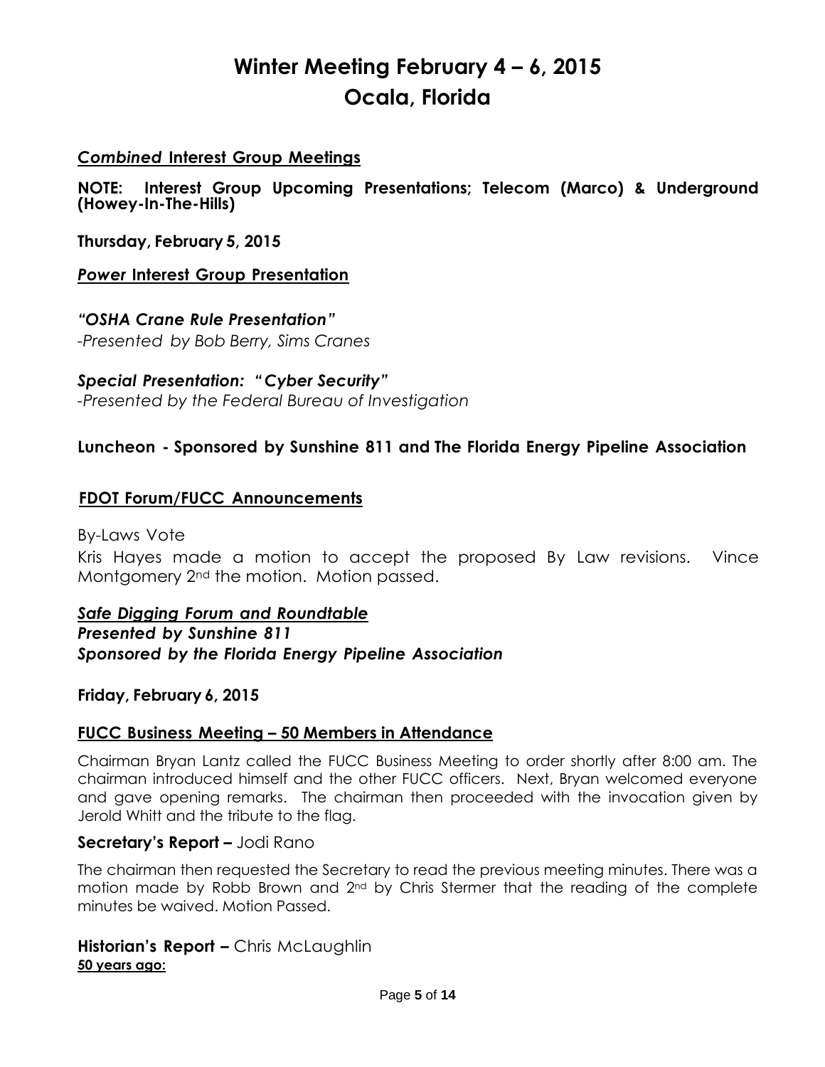# Winter Meeting February 4 – 6, 2015
# Ocala, Florida

## *Combined* Interest Group Meetings

**NOTE: Interest Group Upcoming Presentations; Telecom (Marco) & Underground (Howey-In-The-Hills)**

**Thursday, February 5, 2015**

## *Power* Interest Group Presentation

***"OSHA Crane Rule Presentation"***

*-Presented by Bob Berry, Sims Cranes*

***Special Presentation: "Cyber Security"***

*-Presented by the Federal Bureau of Investigation*

**Luncheon - Sponsored by Sunshine 811 and The Florida Energy Pipeline Association**

## FDOT Forum/FUCC Announcements

By-Laws Vote

Kris Hayes made a motion to accept the proposed By Law revisions. Vince Montgomery 2nd the motion. Motion passed.

***Safe Digging Forum and Roundtable***

***Presented by Sunshine 811***

***Sponsored by the Florida Energy Pipeline Association***

**Friday, February 6, 2015**

## FUCC Business Meeting – 50 Members in Attendance

Chairman Bryan Lantz called the FUCC Business Meeting to order shortly after 8:00 am. The chairman introduced himself and the other FUCC officers. Next, Bryan welcomed everyone and gave opening remarks. The chairman then proceeded with the invocation given by Jerold Whitt and the tribute to the flag.

**Secretary's Report –** Jodi Rano

The chairman then requested the Secretary to read the previous meeting minutes. There was a motion made by Robb Brown and 2nd by Chris Stermer that the reading of the complete minutes be waived. Motion Passed.

**Historian's Report –** Chris McLaughlin

**50 years ago:**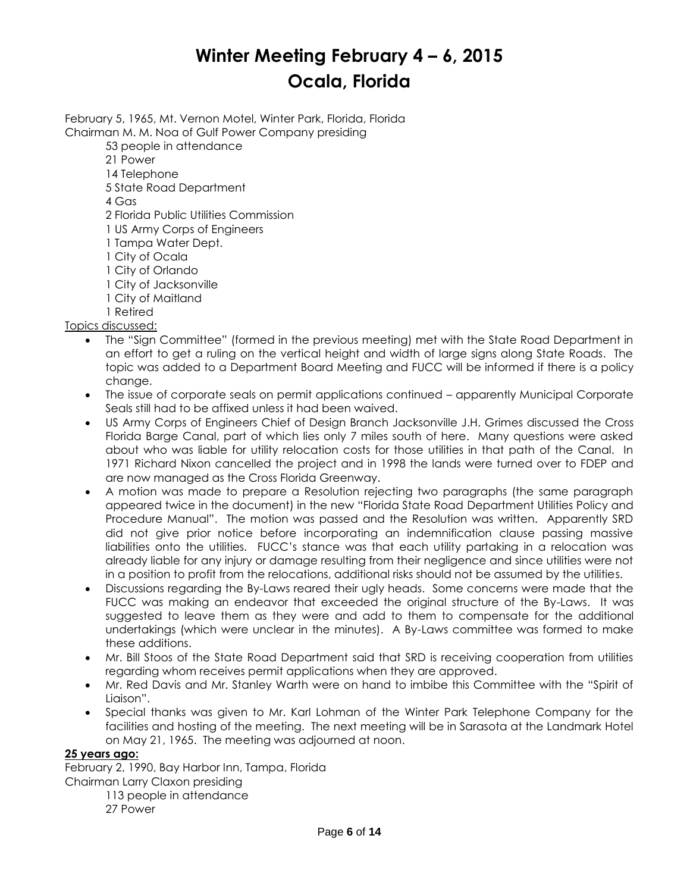# Winter Meeting February 4 – 6, 2015
# Ocala, Florida

February 5, 1965, Mt. Vernon Motel, Winter Park, Florida, Florida
Chairman M. M. Noa of Gulf Power Company presiding

- 53 people in attendance
- 21 Power
- 14 Telephone
- 5 State Road Department
- 4 Gas
- 2 Florida Public Utilities Commission
- 1 US Army Corps of Engineers
- 1 Tampa Water Dept.
- 1 City of Ocala
- 1 City of Orlando
- 1 City of Jacksonville
- 1 City of Maitland
- 1 Retired

<u>Topics discussed:</u>

- The "Sign Committee" (formed in the previous meeting) met with the State Road Department in an effort to get a ruling on the vertical height and width of large signs along State Roads. The topic was added to a Department Board Meeting and FUCC will be informed if there is a policy change.
- The issue of corporate seals on permit applications continued – apparently Municipal Corporate Seals still had to be affixed unless it had been waived.
- US Army Corps of Engineers Chief of Design Branch Jacksonville J.H. Grimes discussed the Cross Florida Barge Canal, part of which lies only 7 miles south of here. Many questions were asked about who was liable for utility relocation costs for those utilities in that path of the Canal. In 1971 Richard Nixon cancelled the project and in 1998 the lands were turned over to FDEP and are now managed as the Cross Florida Greenway.
- A motion was made to prepare a Resolution rejecting two paragraphs (the same paragraph appeared twice in the document) in the new "Florida State Road Department Utilities Policy and Procedure Manual". The motion was passed and the Resolution was written. Apparently SRD did not give prior notice before incorporating an indemnification clause passing massive liabilities onto the utilities. FUCC's stance was that each utility partaking in a relocation was already liable for any injury or damage resulting from their negligence and since utilities were not in a position to profit from the relocations, additional risks should not be assumed by the utilities.
- Discussions regarding the By-Laws reared their ugly heads. Some concerns were made that the FUCC was making an endeavor that exceeded the original structure of the By-Laws. It was suggested to leave them as they were and add to them to compensate for the additional undertakings (which were unclear in the minutes). A By-Laws committee was formed to make these additions.
- Mr. Bill Stoos of the State Road Department said that SRD is receiving cooperation from utilities regarding whom receives permit applications when they are approved.
- Mr. Red Davis and Mr. Stanley Warth were on hand to imbibe this Committee with the "Spirit of Liaison".
- Special thanks was given to Mr. Karl Lohman of the Winter Park Telephone Company for the facilities and hosting of the meeting. The next meeting will be in Sarasota at the Landmark Hotel on May 21, 1965. The meeting was adjourned at noon.

**<u>25 years ago:</u>**

February 2, 1990, Bay Harbor Inn, Tampa, Florida
Chairman Larry Claxon presiding

- 113 people in attendance
- 27 Power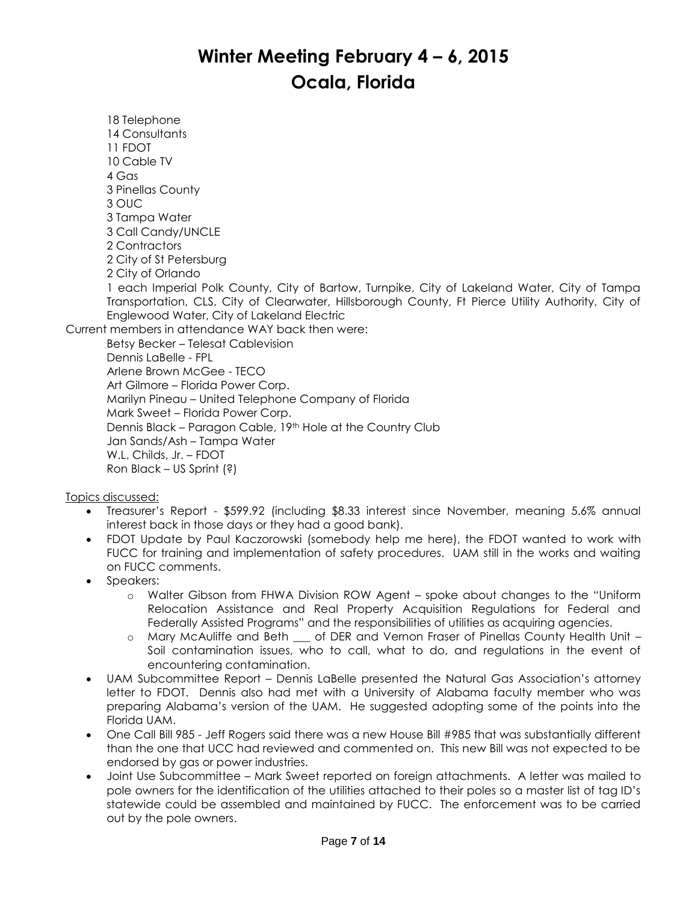# Winter Meeting February 4 – 6, 2015
# Ocala, Florida

18 Telephone
14 Consultants
11 FDOT
10 Cable TV
4 Gas
3 Pinellas County
3 OUC
3 Tampa Water
3 Call Candy/UNCLE
2 Contractors
2 City of St Petersburg
2 City of Orlando
1 each Imperial Polk County, City of Bartow, Turnpike, City of Lakeland Water, City of Tampa Transportation, CLS, City of Clearwater, Hillsborough County, Ft Pierce Utility Authority, City of Englewood Water, City of Lakeland Electric

Current members in attendance WAY back then were:

Betsy Becker – Telesat Cablevision
Dennis LaBelle - FPL
Arlene Brown McGee - TECO
Art Gilmore – Florida Power Corp.
Marilyn Pineau – United Telephone Company of Florida
Mark Sweet – Florida Power Corp.
Dennis Black – Paragon Cable, 19th Hole at the Country Club
Jan Sands/Ash – Tampa Water
W.L. Childs, Jr. – FDOT
Ron Black – US Sprint (?)

Topics discussed:

- Treasurer's Report - $599.92 (including $8.33 interest since November, meaning 5.6% annual interest back in those days or they had a good bank).
- FDOT Update by Paul Kaczorowski (somebody help me here), the FDOT wanted to work with FUCC for training and implementation of safety procedures. UAM still in the works and waiting on FUCC comments.
- Speakers:
  - Walter Gibson from FHWA Division ROW Agent – spoke about changes to the "Uniform Relocation Assistance and Real Property Acquisition Regulations for Federal and Federally Assisted Programs" and the responsibilities of utilities as acquiring agencies.
  - Mary McAuliffe and Beth ___ of DER and Vernon Fraser of Pinellas County Health Unit – Soil contamination issues, who to call, what to do, and regulations in the event of encountering contamination.
- UAM Subcommittee Report – Dennis LaBelle presented the Natural Gas Association's attorney letter to FDOT. Dennis also had met with a University of Alabama faculty member who was preparing Alabama's version of the UAM. He suggested adopting some of the points into the Florida UAM.
- One Call Bill 985 - Jeff Rogers said there was a new House Bill #985 that was substantially different than the one that UCC had reviewed and commented on. This new Bill was not expected to be endorsed by gas or power industries.
- Joint Use Subcommittee – Mark Sweet reported on foreign attachments. A letter was mailed to pole owners for the identification of the utilities attached to their poles so a master list of tag ID's statewide could be assembled and maintained by FUCC. The enforcement was to be carried out by the pole owners.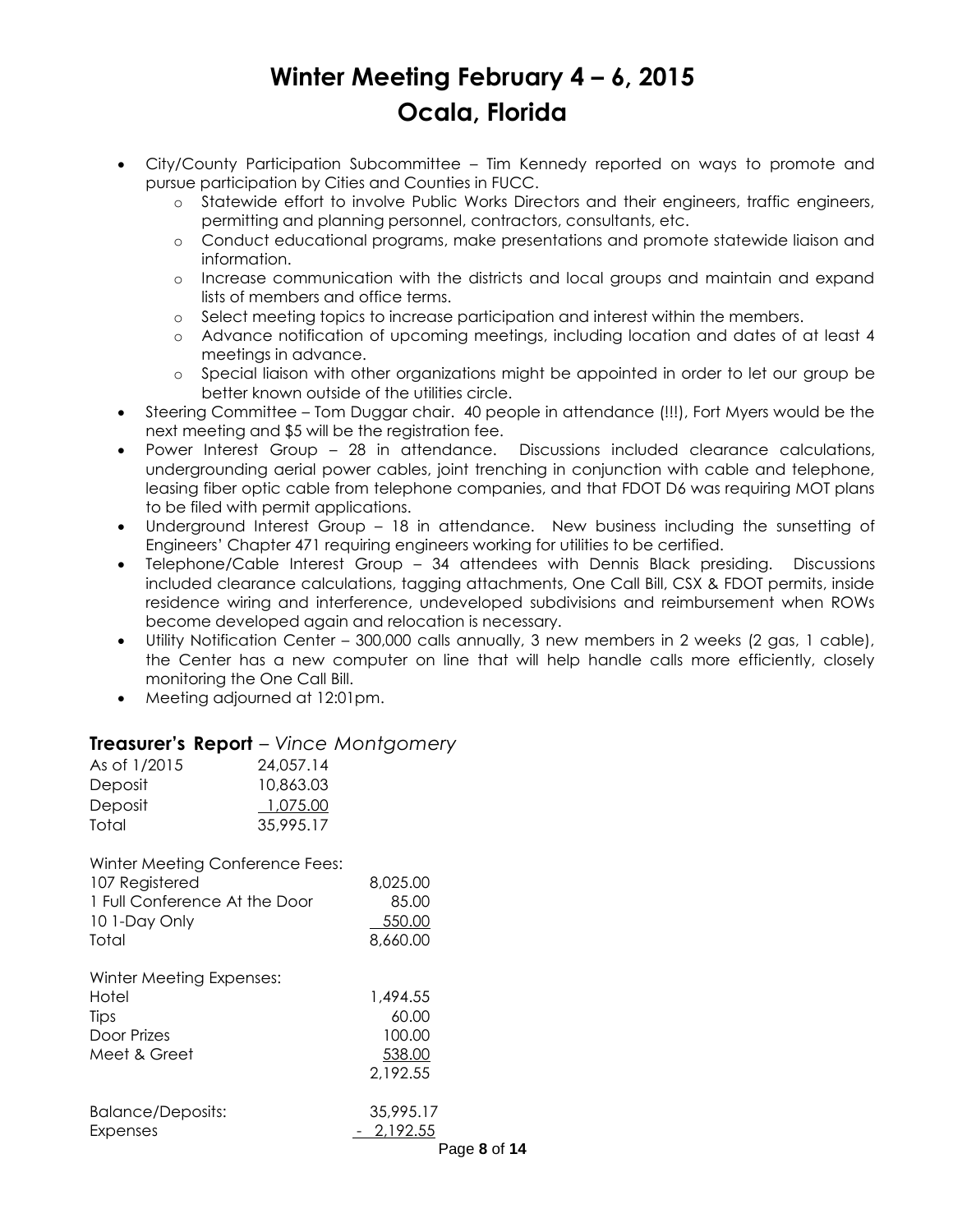# Winter Meeting February 4 – 6, 2015
# Ocala, Florida

- City/County Participation Subcommittee – Tim Kennedy reported on ways to promote and pursue participation by Cities and Counties in FUCC.
  - Statewide effort to involve Public Works Directors and their engineers, traffic engineers, permitting and planning personnel, contractors, consultants, etc.
  - Conduct educational programs, make presentations and promote statewide liaison and information.
  - Increase communication with the districts and local groups and maintain and expand lists of members and office terms.
  - Select meeting topics to increase participation and interest within the members.
  - Advance notification of upcoming meetings, including location and dates of at least 4 meetings in advance.
  - Special liaison with other organizations might be appointed in order to let our group be better known outside of the utilities circle.
- Steering Committee – Tom Duggar chair. 40 people in attendance (!!!), Fort Myers would be the next meeting and $5 will be the registration fee.
- Power Interest Group – 28 in attendance. Discussions included clearance calculations, undergrounding aerial power cables, joint trenching in conjunction with cable and telephone, leasing fiber optic cable from telephone companies, and that FDOT D6 was requiring MOT plans to be filed with permit applications.
- Underground Interest Group – 18 in attendance. New business including the sunsetting of Engineers' Chapter 471 requiring engineers working for utilities to be certified.
- Telephone/Cable Interest Group – 34 attendees with Dennis Black presiding. Discussions included clearance calculations, tagging attachments, One Call Bill, CSX & FDOT permits, inside residence wiring and interference, undeveloped subdivisions and reimbursement when ROWs become developed again and relocation is necessary.
- Utility Notification Center – 300,000 calls annually, 3 new members in 2 weeks (2 gas, 1 cable), the Center has a new computer on line that will help handle calls more efficiently, closely monitoring the One Call Bill.
- Meeting adjourned at 12:01pm.

### **Treasurer's Report** – *Vince Montgomery*

| | |
|---|---|
| As of 1/2015 | 24,057.14 |
| Deposit | 10,863.03 |
| Deposit | 1,075.00 |
| Total | 35,995.17 |

| Winter Meeting Conference Fees: | |
|---|---|
| 107 Registered | 8,025.00 |
| 1 Full Conference At the Door | 85.00 |
| 10 1-Day Only | 550.00 |
| Total | 8,660.00 |

| Winter Meeting Expenses: | |
|---|---|
| Hotel | 1,494.55 |
| Tips | 60.00 |
| Door Prizes | 100.00 |
| Meet & Greet | 538.00 |
| | 2,192.55 |

| | |
|---|---|
| Balance/Deposits: | 35,995.17 |
| Expenses | - 2,192.55 |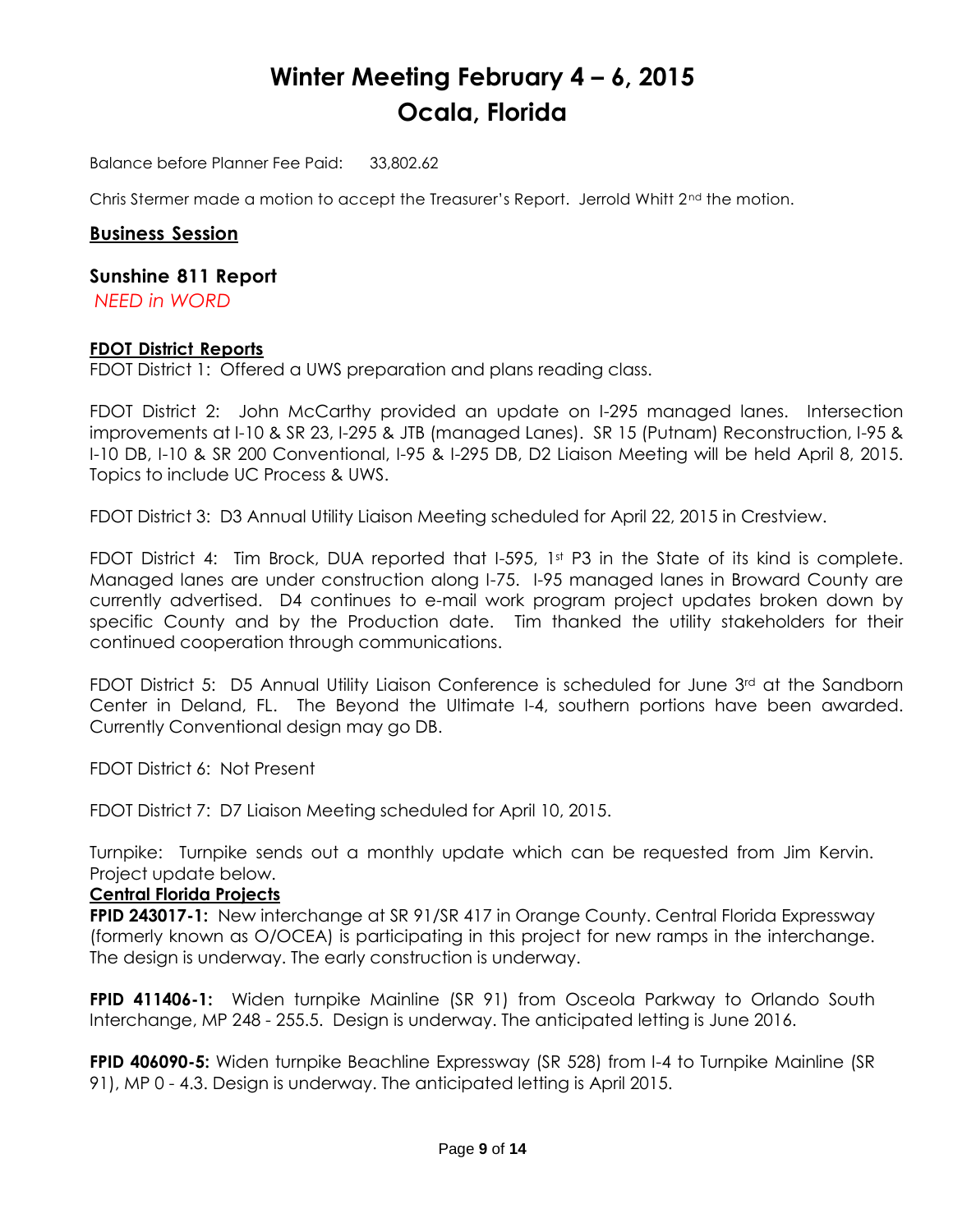# Winter Meeting February 4 – 6, 2015
# Ocala, Florida

Balance before Planner Fee Paid: 33,802.62

Chris Stermer made a motion to accept the Treasurer's Report. Jerrold Whitt 2nd the motion.

## Business Session

### Sunshine 811 Report

*NEED in WORD*

**FDOT District Reports**

FDOT District 1: Offered a UWS preparation and plans reading class.

FDOT District 2: John McCarthy provided an update on I-295 managed lanes. Intersection improvements at I-10 & SR 23, I-295 & JTB (managed Lanes). SR 15 (Putnam) Reconstruction, I-95 & I-10 DB, I-10 & SR 200 Conventional, I-95 & I-295 DB, D2 Liaison Meeting will be held April 8, 2015. Topics to include UC Process & UWS.

FDOT District 3: D3 Annual Utility Liaison Meeting scheduled for April 22, 2015 in Crestview.

FDOT District 4: Tim Brock, DUA reported that I-595, 1st P3 in the State of its kind is complete. Managed lanes are under construction along I-75. I-95 managed lanes in Broward County are currently advertised. D4 continues to e-mail work program project updates broken down by specific County and by the Production date. Tim thanked the utility stakeholders for their continued cooperation through communications.

FDOT District 5: D5 Annual Utility Liaison Conference is scheduled for June 3rd at the Sandborn Center in Deland, FL. The Beyond the Ultimate I-4, southern portions have been awarded. Currently Conventional design may go DB.

FDOT District 6: Not Present

FDOT District 7: D7 Liaison Meeting scheduled for April 10, 2015.

Turnpike: Turnpike sends out a monthly update which can be requested from Jim Kervin. Project update below.

**Central Florida Projects**

**FPID 243017-1:** New interchange at SR 91/SR 417 in Orange County. Central Florida Expressway (formerly known as O/OCEA) is participating in this project for new ramps in the interchange. The design is underway. The early construction is underway.

**FPID 411406-1:** Widen turnpike Mainline (SR 91) from Osceola Parkway to Orlando South Interchange, MP 248 - 255.5. Design is underway. The anticipated letting is June 2016.

**FPID 406090-5:** Widen turnpike Beachline Expressway (SR 528) from I-4 to Turnpike Mainline (SR 91), MP 0 - 4.3. Design is underway. The anticipated letting is April 2015.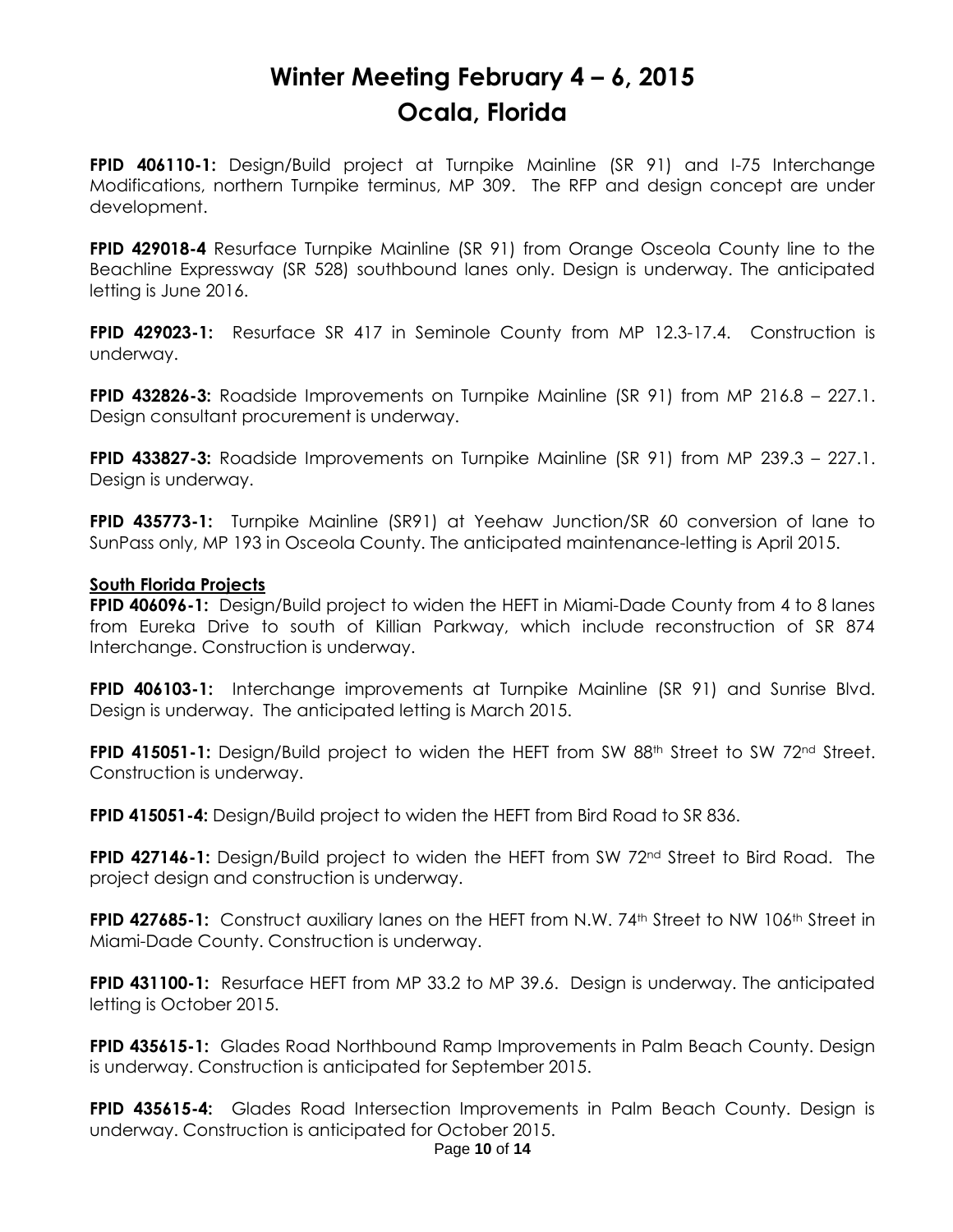# Winter Meeting February 4 – 6, 2015
# Ocala, Florida

**FPID 406110-1:** Design/Build project at Turnpike Mainline (SR 91) and I-75 Interchange Modifications, northern Turnpike terminus, MP 309. The RFP and design concept are under development.

**FPID 429018-4** Resurface Turnpike Mainline (SR 91) from Orange Osceola County line to the Beachline Expressway (SR 528) southbound lanes only. Design is underway. The anticipated letting is June 2016.

**FPID 429023-1:** Resurface SR 417 in Seminole County from MP 12.3-17.4. Construction is underway.

**FPID 432826-3:** Roadside Improvements on Turnpike Mainline (SR 91) from MP 216.8 – 227.1. Design consultant procurement is underway.

**FPID 433827-3:** Roadside Improvements on Turnpike Mainline (SR 91) from MP 239.3 – 227.1. Design is underway.

**FPID 435773-1:** Turnpike Mainline (SR91) at Yeehaw Junction/SR 60 conversion of lane to SunPass only, MP 193 in Osceola County. The anticipated maintenance-letting is April 2015.

**South Florida Projects**

**FPID 406096-1:** Design/Build project to widen the HEFT in Miami-Dade County from 4 to 8 lanes from Eureka Drive to south of Killian Parkway, which include reconstruction of SR 874 Interchange. Construction is underway.

**FPID 406103-1:** Interchange improvements at Turnpike Mainline (SR 91) and Sunrise Blvd. Design is underway. The anticipated letting is March 2015.

**FPID 415051-1:** Design/Build project to widen the HEFT from SW 88th Street to SW 72nd Street. Construction is underway.

**FPID 415051-4:** Design/Build project to widen the HEFT from Bird Road to SR 836.

**FPID 427146-1:** Design/Build project to widen the HEFT from SW 72nd Street to Bird Road. The project design and construction is underway.

**FPID 427685-1:** Construct auxiliary lanes on the HEFT from N.W. 74th Street to NW 106th Street in Miami-Dade County. Construction is underway.

**FPID 431100-1:** Resurface HEFT from MP 33.2 to MP 39.6. Design is underway. The anticipated letting is October 2015.

**FPID 435615-1:** Glades Road Northbound Ramp Improvements in Palm Beach County. Design is underway. Construction is anticipated for September 2015.

**FPID 435615-4:** Glades Road Intersection Improvements in Palm Beach County. Design is underway. Construction is anticipated for October 2015.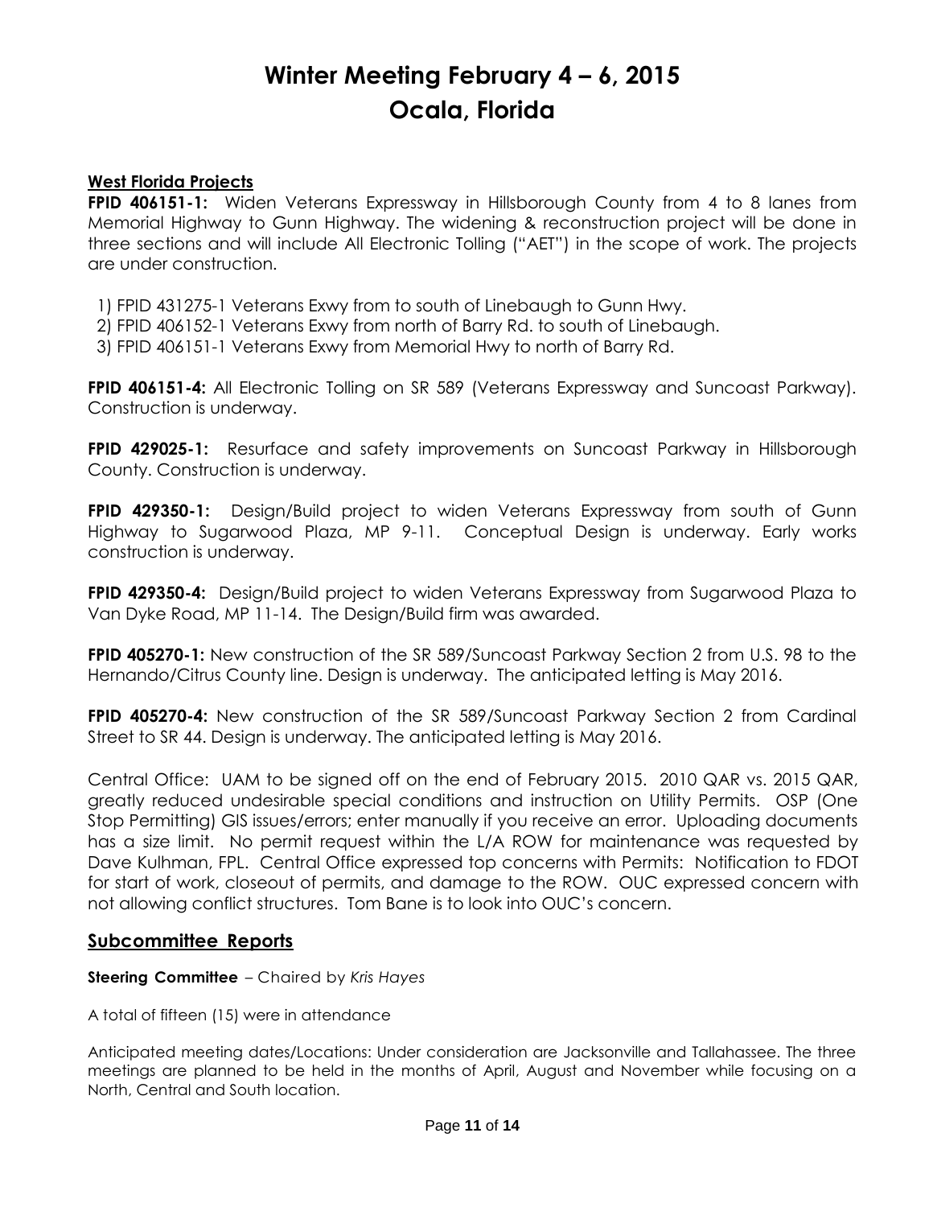# Winter Meeting February 4 – 6, 2015
# Ocala, Florida

**West Florida Projects**

**FPID 406151-1:** Widen Veterans Expressway in Hillsborough County from 4 to 8 lanes from Memorial Highway to Gunn Highway. The widening & reconstruction project will be done in three sections and will include All Electronic Tolling ("AET") in the scope of work. The projects are under construction.

1) FPID 431275-1 Veterans Exwy from to south of Linebaugh to Gunn Hwy.
2) FPID 406152-1 Veterans Exwy from north of Barry Rd. to south of Linebaugh.
3) FPID 406151-1 Veterans Exwy from Memorial Hwy to north of Barry Rd.

**FPID 406151-4:** All Electronic Tolling on SR 589 (Veterans Expressway and Suncoast Parkway). Construction is underway.

**FPID 429025-1:** Resurface and safety improvements on Suncoast Parkway in Hillsborough County. Construction is underway.

**FPID 429350-1:** Design/Build project to widen Veterans Expressway from south of Gunn Highway to Sugarwood Plaza, MP 9-11. Conceptual Design is underway. Early works construction is underway.

**FPID 429350-4:** Design/Build project to widen Veterans Expressway from Sugarwood Plaza to Van Dyke Road, MP 11-14. The Design/Build firm was awarded.

**FPID 405270-1:** New construction of the SR 589/Suncoast Parkway Section 2 from U.S. 98 to the Hernando/Citrus County line. Design is underway. The anticipated letting is May 2016.

**FPID 405270-4:** New construction of the SR 589/Suncoast Parkway Section 2 from Cardinal Street to SR 44. Design is underway. The anticipated letting is May 2016.

Central Office: UAM to be signed off on the end of February 2015. 2010 QAR vs. 2015 QAR, greatly reduced undesirable special conditions and instruction on Utility Permits. OSP (One Stop Permitting) GIS issues/errors; enter manually if you receive an error. Uploading documents has a size limit. No permit request within the L/A ROW for maintenance was requested by Dave Kulhman, FPL. Central Office expressed top concerns with Permits: Notification to FDOT for start of work, closeout of permits, and damage to the ROW. OUC expressed concern with not allowing conflict structures. Tom Bane is to look into OUC's concern.

## Subcommittee Reports

**Steering Committee** – Chaired by *Kris Hayes*

A total of fifteen (15) were in attendance

Anticipated meeting dates/Locations: Under consideration are Jacksonville and Tallahassee. The three meetings are planned to be held in the months of April, August and November while focusing on a North, Central and South location.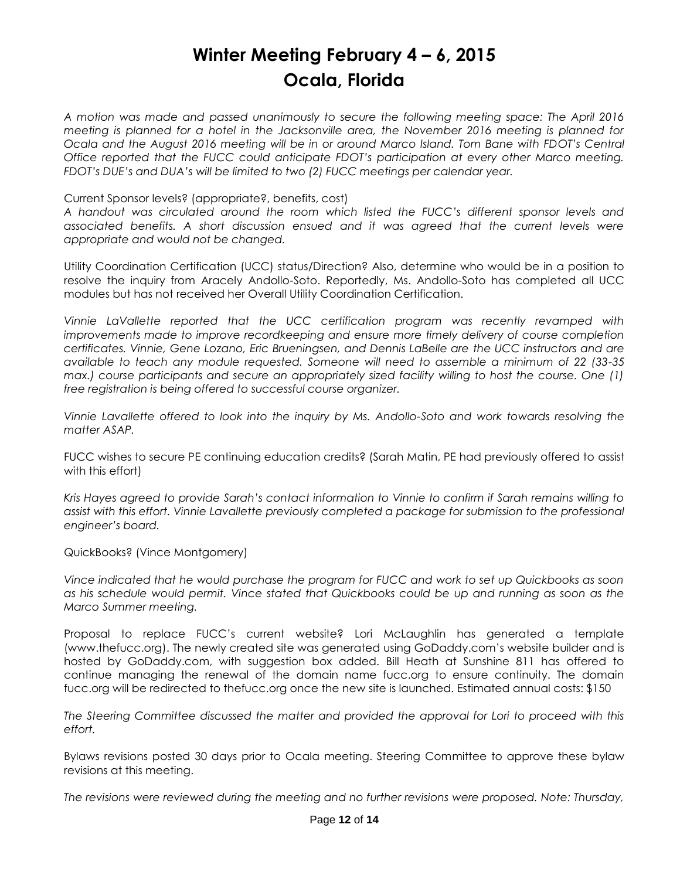# Winter Meeting February 4 – 6, 2015
# Ocala, Florida

*A motion was made and passed unanimously to secure the following meeting space: The April 2016 meeting is planned for a hotel in the Jacksonville area, the November 2016 meeting is planned for Ocala and the August 2016 meeting will be in or around Marco Island. Tom Bane with FDOT's Central Office reported that the FUCC could anticipate FDOT's participation at every other Marco meeting. FDOT's DUE's and DUA's will be limited to two (2) FUCC meetings per calendar year.*

Current Sponsor levels? (appropriate?, benefits, cost)

*A handout was circulated around the room which listed the FUCC's different sponsor levels and associated benefits. A short discussion ensued and it was agreed that the current levels were appropriate and would not be changed.*

Utility Coordination Certification (UCC) status/Direction? Also, determine who would be in a position to resolve the inquiry from Aracely Andollo-Soto. Reportedly, Ms. Andollo-Soto has completed all UCC modules but has not received her Overall Utility Coordination Certification.

*Vinnie LaVallette reported that the UCC certification program was recently revamped with improvements made to improve recordkeeping and ensure more timely delivery of course completion certificates. Vinnie, Gene Lozano, Eric Brueningsen, and Dennis LaBelle are the UCC instructors and are available to teach any module requested. Someone will need to assemble a minimum of 22 (33-35 max.) course participants and secure an appropriately sized facility willing to host the course. One (1) free registration is being offered to successful course organizer.*

*Vinnie Lavallette offered to look into the inquiry by Ms. Andollo-Soto and work towards resolving the matter ASAP.*

FUCC wishes to secure PE continuing education credits? (Sarah Matin, PE had previously offered to assist with this effort)

*Kris Hayes agreed to provide Sarah's contact information to Vinnie to confirm if Sarah remains willing to assist with this effort. Vinnie Lavallette previously completed a package for submission to the professional engineer's board.*

QuickBooks? (Vince Montgomery)

*Vince indicated that he would purchase the program for FUCC and work to set up Quickbooks as soon as his schedule would permit. Vince stated that Quickbooks could be up and running as soon as the Marco Summer meeting.*

Proposal to replace FUCC's current website? Lori McLaughlin has generated a template (www.thefucc.org). The newly created site was generated using GoDaddy.com's website builder and is hosted by GoDaddy.com, with suggestion box added. Bill Heath at Sunshine 811 has offered to continue managing the renewal of the domain name fucc.org to ensure continuity. The domain fucc.org will be redirected to thefucc.org once the new site is launched. Estimated annual costs: $150

*The Steering Committee discussed the matter and provided the approval for Lori to proceed with this effort.*

Bylaws revisions posted 30 days prior to Ocala meeting. Steering Committee to approve these bylaw revisions at this meeting.

*The revisions were reviewed during the meeting and no further revisions were proposed. Note: Thursday,*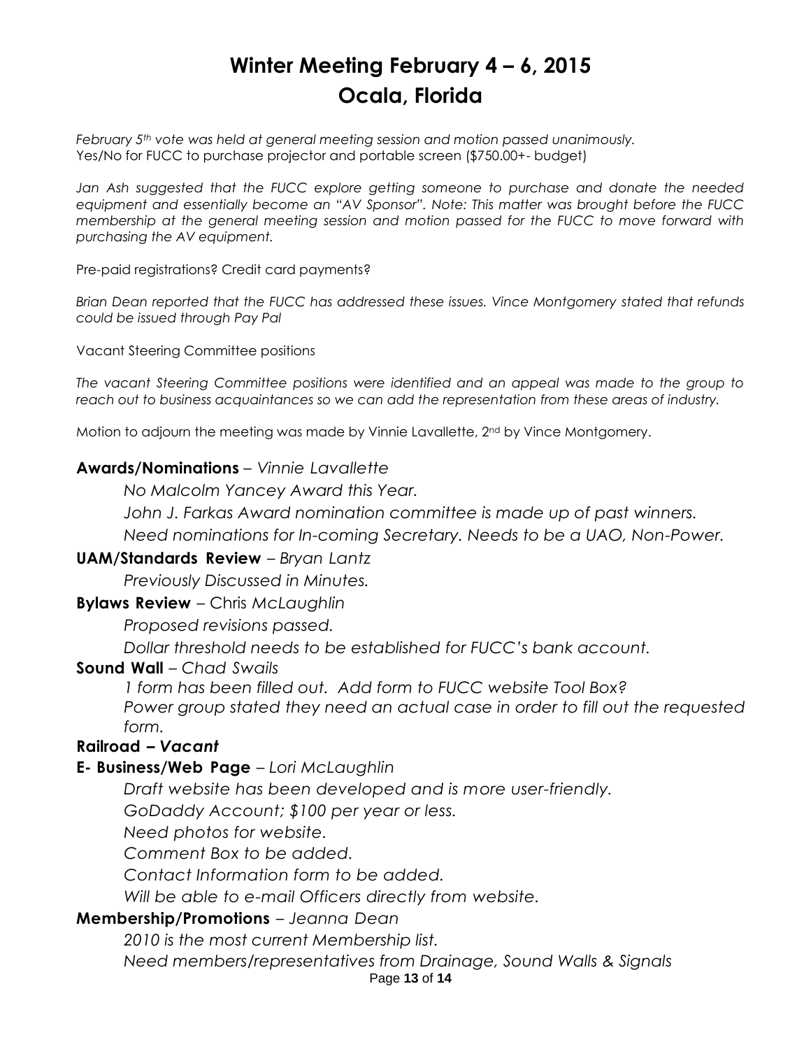# Winter Meeting February 4 – 6, 2015
# Ocala, Florida

*February 5th vote was held at general meeting session and motion passed unanimously.*
Yes/No for FUCC to purchase projector and portable screen ($750.00+- budget)

*Jan Ash suggested that the FUCC explore getting someone to purchase and donate the needed equipment and essentially become an "AV Sponsor". Note: This matter was brought before the FUCC membership at the general meeting session and motion passed for the FUCC to move forward with purchasing the AV equipment.*

Pre-paid registrations? Credit card payments?

*Brian Dean reported that the FUCC has addressed these issues. Vince Montgomery stated that refunds could be issued through Pay Pal*

Vacant Steering Committee positions

*The vacant Steering Committee positions were identified and an appeal was made to the group to reach out to business acquaintances so we can add the representation from these areas of industry.*

Motion to adjourn the meeting was made by Vinnie Lavallette, 2nd by Vince Montgomery.

**Awards/Nominations** – *Vinnie Lavallette*

*No Malcolm Yancey Award this Year.*

*John J. Farkas Award nomination committee is made up of past winners.*

*Need nominations for In-coming Secretary. Needs to be a UAO, Non-Power.*

**UAM/Standards Review** – *Bryan Lantz*

*Previously Discussed in Minutes.*

**Bylaws Review** – Chris *McLaughlin*

*Proposed revisions passed.*

*Dollar threshold needs to be established for FUCC's bank account.*

**Sound Wall** – *Chad Swails*

*1 form has been filled out. Add form to FUCC website Tool Box?*
*Power group stated they need an actual case in order to fill out the requested form.*

**Railroad – *Vacant***

**E- Business/Web Page** – *Lori McLaughlin*

*Draft website has been developed and is more user-friendly.*

*GoDaddy Account; $100 per year or less.*

*Need photos for website.*

*Comment Box to be added.*

*Contact Information form to be added.*

*Will be able to e-mail Officers directly from website.*

**Membership/Promotions** – *Jeanna Dean*

*2010 is the most current Membership list.*

*Need members/representatives from Drainage, Sound Walls & Signals*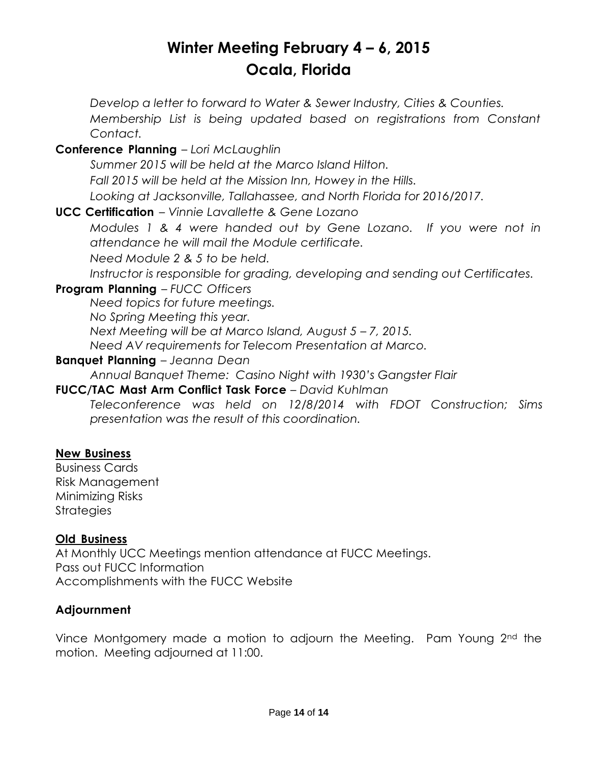# Winter Meeting February 4 – 6, 2015
# Ocala, Florida

*Develop a letter to forward to Water & Sewer Industry, Cities & Counties.*
*Membership List is being updated based on registrations from Constant Contact.*

**Conference Planning** – *Lori McLaughlin*

*Summer 2015 will be held at the Marco Island Hilton.*
*Fall 2015 will be held at the Mission Inn, Howey in the Hills.*
*Looking at Jacksonville, Tallahassee, and North Florida for 2016/2017.*

**UCC Certification** – *Vinnie Lavallette & Gene Lozano*

*Modules 1 & 4 were handed out by Gene Lozano. If you were not in attendance he will mail the Module certificate.*
*Need Module 2 & 5 to be held.*
*Instructor is responsible for grading, developing and sending out Certificates.*

**Program Planning** – *FUCC Officers*

*Need topics for future meetings.*
*No Spring Meeting this year.*
*Next Meeting will be at Marco Island, August 5 – 7, 2015.*
*Need AV requirements for Telecom Presentation at Marco.*

**Banquet Planning** – *Jeanna Dean*

*Annual Banquet Theme: Casino Night with 1930's Gangster Flair*

**FUCC/TAC Mast Arm Conflict Task Force** – *David Kuhlman*

*Teleconference was held on 12/8/2014 with FDOT Construction; Sims presentation was the result of this coordination.*

## New Business

Business Cards
Risk Management
Minimizing Risks
Strategies

## Old Business

At Monthly UCC Meetings mention attendance at FUCC Meetings.
Pass out FUCC Information
Accomplishments with the FUCC Website

## Adjournment

Vince Montgomery made a motion to adjourn the Meeting. Pam Young 2nd the motion. Meeting adjourned at 11:00.